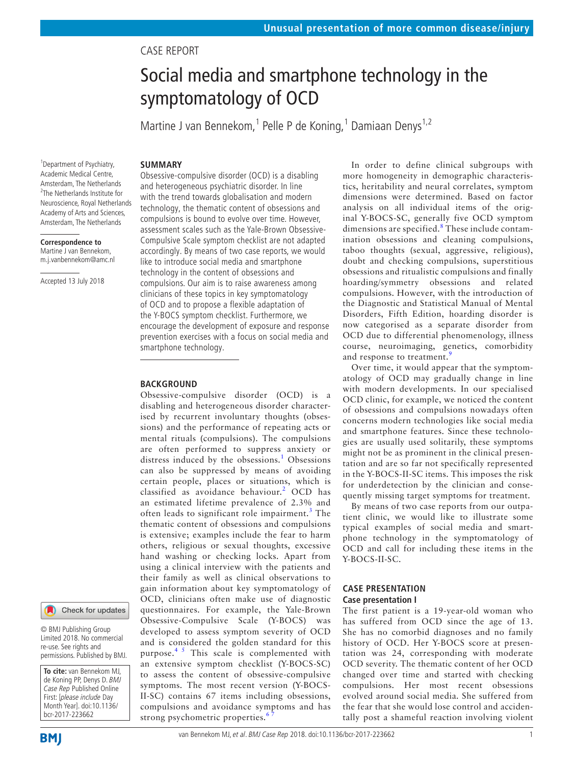Unusual presentation of more common disease/injury

CASE REPORT

# Social media and smartphone technology in the symptomatology of OCD

Martine J van Bennekom,[1] Pelle P de Koning,[1] Damiaan Denys[1,2]

[1]Department of Psychiatry, Academic Medical Centre, Amsterdam, The Netherlands
[2]The Netherlands Institute for Neuroscience, Royal Netherlands Academy of Arts and Sciences, Amsterdam, The Netherlands

**Correspondence to**
Martine J van Bennekom, m.j.vanbennekom@amc.nl

Accepted 13 July 2018

© BMJ Publishing Group Limited 2018. No commercial re-use. See rights and permissions. Published by BMJ.

**To cite:** van Bennekom MJ, de Koning PP, Denys D. *BMJ Case Rep* Published Online First: [*please include* Day Month Year]. doi:10.1136/bcr-2017-223662

## SUMMARY

Obsessive-compulsive disorder (OCD) is a disabling and heterogeneous psychiatric disorder. In line with the trend towards globalisation and modern technology, the thematic content of obsessions and compulsions is bound to evolve over time. However, assessment scales such as the Yale-Brown Obsessive-Compulsive Scale symptom checklist are not adapted accordingly. By means of two case reports, we would like to introduce social media and smartphone technology in the content of obsessions and compulsions. Our aim is to raise awareness among clinicians of these topics in key symptomatology of OCD and to propose a flexible adaptation of the Y-BOCS symptom checklist. Furthermore, we encourage the development of exposure and response prevention exercises with a focus on social media and smartphone technology.

## BACKGROUND

Obsessive-compulsive disorder (OCD) is a disabling and heterogeneous disorder characterised by recurrent involuntary thoughts (obsessions) and the performance of repeating acts or mental rituals (compulsions). The compulsions are often performed to suppress anxiety or distress induced by the obsessions.[1] Obsessions can also be suppressed by means of avoiding certain people, places or situations, which is classified as avoidance behaviour.[2] OCD has an estimated lifetime prevalence of 2.3% and often leads to significant role impairment.[3] The thematic content of obsessions and compulsions is extensive; examples include the fear to harm others, religious or sexual thoughts, excessive hand washing or checking locks. Apart from using a clinical interview with the patients and their family as well as clinical observations to gain information about key symptomatology of OCD, clinicians often make use of diagnostic questionnaires. For example, the Yale-Brown Obsessive-Compulsive Scale (Y-BOCS) was developed to assess symptom severity of OCD and is considered the golden standard for this purpose.[4,5] This scale is complemented with an extensive symptom checklist (Y-BOCS-SC) to assess the content of obsessive-compulsive symptoms. The most recent version (Y-BOCS-II-SC) contains 67 items including obsessions, compulsions and avoidance symptoms and has strong psychometric properties.[6,7]

In order to define clinical subgroups with more homogeneity in demographic characteristics, heritability and neural correlates, symptom dimensions were determined. Based on factor analysis on all individual items of the original Y-BOCS-SC, generally five OCD symptom dimensions are specified.[8] These include contamination obsessions and cleaning compulsions, taboo thoughts (sexual, aggressive, religious), doubt and checking compulsions, superstitious obsessions and ritualistic compulsions and finally hoarding/symmetry obsessions and related compulsions. However, with the introduction of the Diagnostic and Statistical Manual of Mental Disorders, Fifth Edition, hoarding disorder is now categorised as a separate disorder from OCD due to differential phenomenology, illness course, neuroimaging, genetics, comorbidity and response to treatment.[9]

Over time, it would appear that the symptomatology of OCD may gradually change in line with modern developments. In our specialised OCD clinic, for example, we noticed the content of obsessions and compulsions nowadays often concerns modern technologies like social media and smartphone features. Since these technologies are usually used solitarily, these symptoms might not be as prominent in the clinical presentation and are so far not specifically represented in the Y-BOCS-II-SC items. This imposes the risk for underdetection by the clinician and consequently missing target symptoms for treatment.

By means of two case reports from our outpatient clinic, we would like to illustrate some typical examples of social media and smartphone technology in the symptomatology of OCD and call for including these items in the Y-BOCS-II-SC.

## CASE PRESENTATION

### Case presentation I

The first patient is a 19-year-old woman who has suffered from OCD since the age of 13. She has no comorbid diagnoses and no family history of OCD. Her Y-BOCS score at presentation was 24, corresponding with moderate OCD severity. The thematic content of her OCD changed over time and started with checking compulsions. Her most recent obsessions evolved around social media. She suffered from the fear that she would lose control and accidentally post a shameful reaction involving violent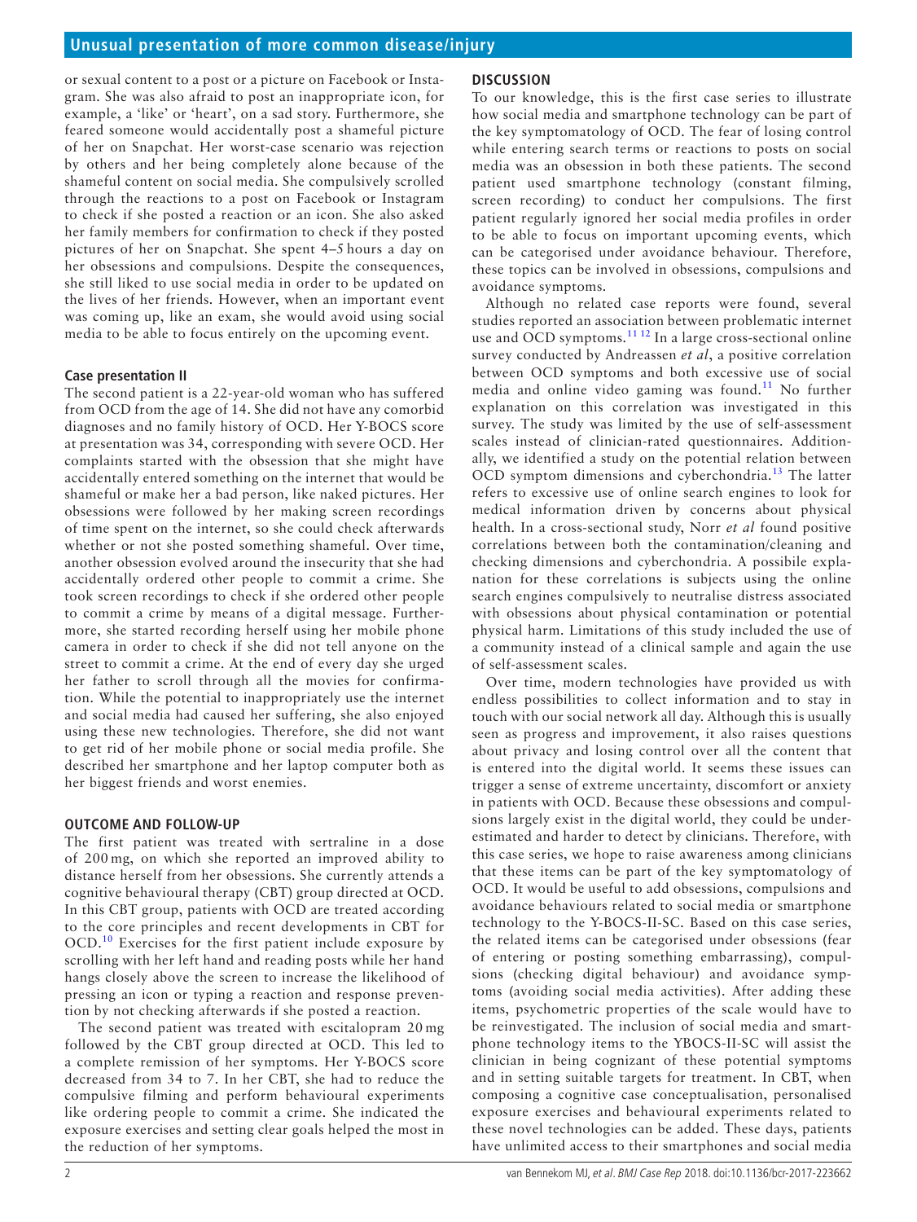or sexual content to a post or a picture on Facebook or Instagram. She was also afraid to post an inappropriate icon, for example, a 'like' or 'heart', on a sad story. Furthermore, she feared someone would accidentally post a shameful picture of her on Snapchat. Her worst-case scenario was rejection by others and her being completely alone because of the shameful content on social media. She compulsively scrolled through the reactions to a post on Facebook or Instagram to check if she posted a reaction or an icon. She also asked her family members for confirmation to check if they posted pictures of her on Snapchat. She spent 4–5 hours a day on her obsessions and compulsions. Despite the consequences, she still liked to use social media in order to be updated on the lives of her friends. However, when an important event was coming up, like an exam, she would avoid using social media to be able to focus entirely on the upcoming event.

### Case presentation II

The second patient is a 22-year-old woman who has suffered from OCD from the age of 14. She did not have any comorbid diagnoses and no family history of OCD. Her Y-BOCS score at presentation was 34, corresponding with severe OCD. Her complaints started with the obsession that she might have accidentally entered something on the internet that would be shameful or make her a bad person, like naked pictures. Her obsessions were followed by her making screen recordings of time spent on the internet, so she could check afterwards whether or not she posted something shameful. Over time, another obsession evolved around the insecurity that she had accidentally ordered other people to commit a crime. She took screen recordings to check if she ordered other people to commit a crime by means of a digital message. Furthermore, she started recording herself using her mobile phone camera in order to check if she did not tell anyone on the street to commit a crime. At the end of every day she urged her father to scroll through all the movies for confirmation. While the potential to inappropriately use the internet and social media had caused her suffering, she also enjoyed using these new technologies. Therefore, she did not want to get rid of her mobile phone or social media profile. She described her smartphone and her laptop computer both as her biggest friends and worst enemies.

## OUTCOME AND FOLLOW-UP

The first patient was treated with sertraline in a dose of 200 mg, on which she reported an improved ability to distance herself from her obsessions. She currently attends a cognitive behavioural therapy (CBT) group directed at OCD. In this CBT group, patients with OCD are treated according to the core principles and recent developments in CBT for OCD.[10] Exercises for the first patient include exposure by scrolling with her left hand and reading posts while her hand hangs closely above the screen to increase the likelihood of pressing an icon or typing a reaction and response prevention by not checking afterwards if she posted a reaction.

The second patient was treated with escitalopram 20 mg followed by the CBT group directed at OCD. This led to a complete remission of her symptoms. Her Y-BOCS score decreased from 34 to 7. In her CBT, she had to reduce the compulsive filming and perform behavioural experiments like ordering people to commit a crime. She indicated the exposure exercises and setting clear goals helped the most in the reduction of her symptoms.

## DISCUSSION

To our knowledge, this is the first case series to illustrate how social media and smartphone technology can be part of the key symptomatology of OCD. The fear of losing control while entering search terms or reactions to posts on social media was an obsession in both these patients. The second patient used smartphone technology (constant filming, screen recording) to conduct her compulsions. The first patient regularly ignored her social media profiles in order to be able to focus on important upcoming events, which can be categorised under avoidance behaviour. Therefore, these topics can be involved in obsessions, compulsions and avoidance symptoms.

Although no related case reports were found, several studies reported an association between problematic internet use and OCD symptoms.[11,12] In a large cross-sectional online survey conducted by Andreassen *et al*, a positive correlation between OCD symptoms and both excessive use of social media and online video gaming was found.[11] No further explanation on this correlation was investigated in this survey. The study was limited by the use of self-assessment scales instead of clinician-rated questionnaires. Additionally, we identified a study on the potential relation between OCD symptom dimensions and cyberchondria.[13] The latter refers to excessive use of online search engines to look for medical information driven by concerns about physical health. In a cross-sectional study, Norr *et al* found positive correlations between both the contamination/cleaning and checking dimensions and cyberchondria. A possibile explanation for these correlations is subjects using the online search engines compulsively to neutralise distress associated with obsessions about physical contamination or potential physical harm. Limitations of this study included the use of a community instead of a clinical sample and again the use of self-assessment scales.

Over time, modern technologies have provided us with endless possibilities to collect information and to stay in touch with our social network all day. Although this is usually seen as progress and improvement, it also raises questions about privacy and losing control over all the content that is entered into the digital world. It seems these issues can trigger a sense of extreme uncertainty, discomfort or anxiety in patients with OCD. Because these obsessions and compulsions largely exist in the digital world, they could be underestimated and harder to detect by clinicians. Therefore, with this case series, we hope to raise awareness among clinicians that these items can be part of the key symptomatology of OCD. It would be useful to add obsessions, compulsions and avoidance behaviours related to social media or smartphone technology to the Y-BOCS-II-SC. Based on this case series, the related items can be categorised under obsessions (fear of entering or posting something embarrassing), compulsions (checking digital behaviour) and avoidance symptoms (avoiding social media activities). After adding these items, psychometric properties of the scale would have to be reinvestigated. The inclusion of social media and smartphone technology items to the YBOCS-II-SC will assist the clinician in being cognizant of these potential symptoms and in setting suitable targets for treatment. In CBT, when composing a cognitive case conceptualisation, personalised exposure exercises and behavioural experiments related to these novel technologies can be added. These days, patients have unlimited access to their smartphones and social media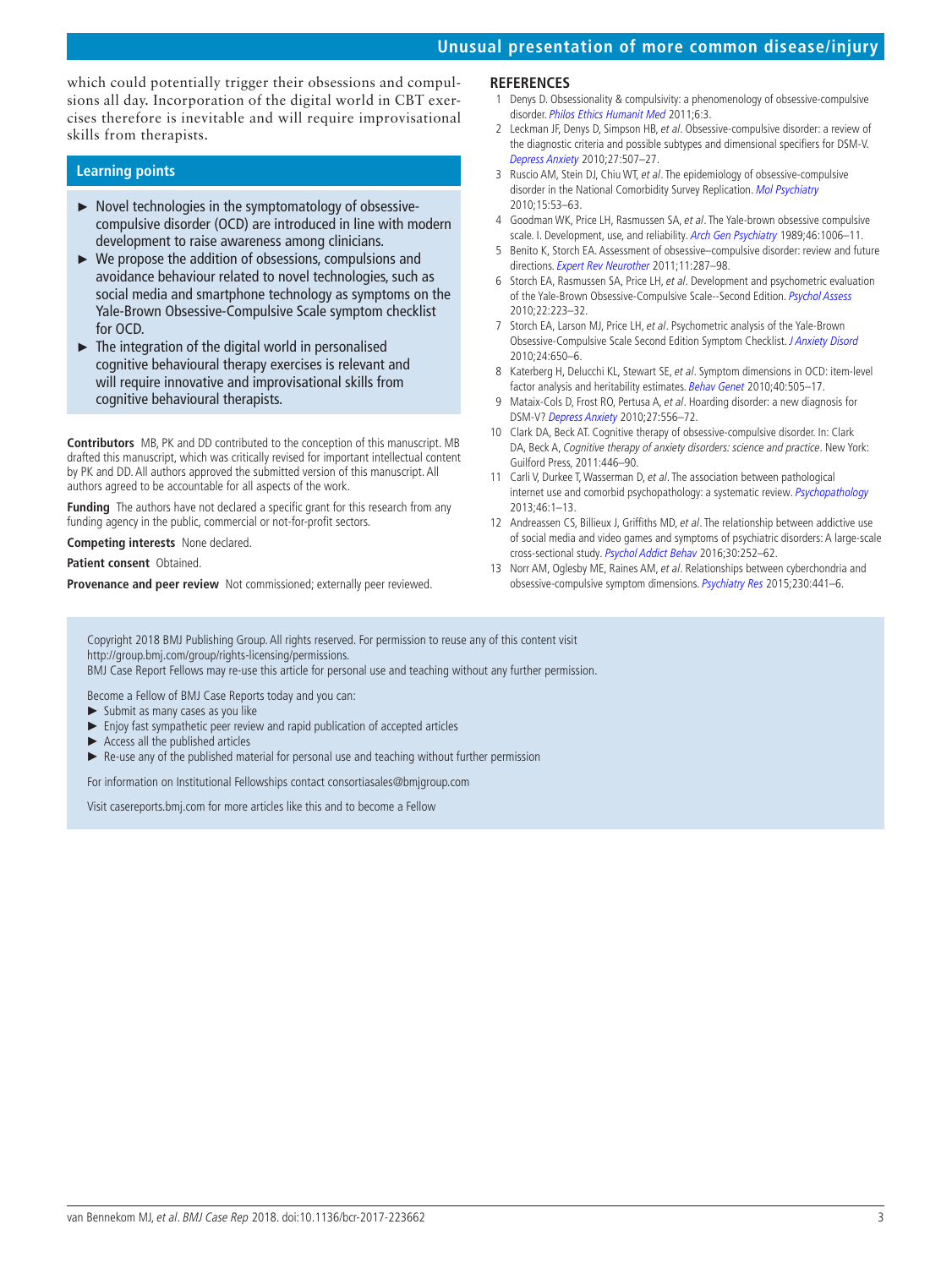which could potentially trigger their obsessions and compulsions all day. Incorporation of the digital world in CBT exercises therefore is inevitable and will require improvisational skills from therapists.

### Learning points

- Novel technologies in the symptomatology of obsessive-compulsive disorder (OCD) are introduced in line with modern development to raise awareness among clinicians.
- We propose the addition of obsessions, compulsions and avoidance behaviour related to novel technologies, such as social media and smartphone technology as symptoms on the Yale-Brown Obsessive-Compulsive Scale symptom checklist for OCD.
- The integration of the digital world in personalised cognitive behavioural therapy exercises is relevant and will require innovative and improvisational skills from cognitive behavioural therapists.

**Contributors** MB, PK and DD contributed to the conception of this manuscript. MB drafted this manuscript, which was critically revised for important intellectual content by PK and DD. All authors approved the submitted version of this manuscript. All authors agreed to be accountable for all aspects of the work.

**Funding** The authors have not declared a specific grant for this research from any funding agency in the public, commercial or not-for-profit sectors.

**Competing interests** None declared.

**Patient consent** Obtained.

**Provenance and peer review** Not commissioned; externally peer reviewed.

## REFERENCES

1. Denys D. Obsessionality & compulsivity: a phenomenology of obsessive-compulsive disorder. *Philos Ethics Humanit Med* 2011;6:3.
2. Leckman JF, Denys D, Simpson HB, *et al*. Obsessive-compulsive disorder: a review of the diagnostic criteria and possible subtypes and dimensional specifiers for DSM-V. *Depress Anxiety* 2010;27:507–27.
3. Ruscio AM, Stein DJ, Chiu WT, *et al*. The epidemiology of obsessive-compulsive disorder in the National Comorbidity Survey Replication. *Mol Psychiatry* 2010;15:53–63.
4. Goodman WK, Price LH, Rasmussen SA, *et al*. The Yale-brown obsessive compulsive scale. I. Development, use, and reliability. *Arch Gen Psychiatry* 1989;46:1006–11.
5. Benito K, Storch EA. Assessment of obsessive–compulsive disorder: review and future directions. *Expert Rev Neurother* 2011;11:287–98.
6. Storch EA, Rasmussen SA, Price LH, *et al*. Development and psychometric evaluation of the Yale-Brown Obsessive-Compulsive Scale--Second Edition. *Psychol Assess* 2010;22:223–32.
7. Storch EA, Larson MJ, Price LH, *et al*. Psychometric analysis of the Yale-Brown Obsessive-Compulsive Scale Second Edition Symptom Checklist. *J Anxiety Disord* 2010;24:650–6.
8. Katerberg H, Delucchi KL, Stewart SE, *et al*. Symptom dimensions in OCD: item-level factor analysis and heritability estimates. *Behav Genet* 2010;40:505–17.
9. Mataix-Cols D, Frost RO, Pertusa A, *et al*. Hoarding disorder: a new diagnosis for DSM-V? *Depress Anxiety* 2010;27:556–72.
10. Clark DA, Beck AT. Cognitive therapy of obsessive-compulsive disorder. In: Clark DA, Beck A, *Cognitive therapy of anxiety disorders: science and practice*. New York: Guilford Press, 2011:446–90.
11. Carli V, Durkee T, Wasserman D, *et al*. The association between pathological internet use and comorbid psychopathology: a systematic review. *Psychopathology* 2013;46:1–13.
12. Andreassen CS, Billieux J, Griffiths MD, *et al*. The relationship between addictive use of social media and video games and symptoms of psychiatric disorders: A large-scale cross-sectional study. *Psychol Addict Behav* 2016;30:252–62.
13. Norr AM, Oglesby ME, Raines AM, *et al*. Relationships between cyberchondria and obsessive-compulsive symptom dimensions. *Psychiatry Res* 2015;230:441–6.

Copyright 2018 BMJ Publishing Group. All rights reserved. For permission to reuse any of this content visit http://group.bmj.com/group/rights-licensing/permissions.
BMJ Case Report Fellows may re-use this article for personal use and teaching without any further permission.

Become a Fellow of BMJ Case Reports today and you can:
- Submit as many cases as you like
- Enjoy fast sympathetic peer review and rapid publication of accepted articles
- Access all the published articles
- Re-use any of the published material for personal use and teaching without further permission

For information on Institutional Fellowships contact consortiasales@bmjgroup.com

Visit casereports.bmj.com for more articles like this and to become a Fellow